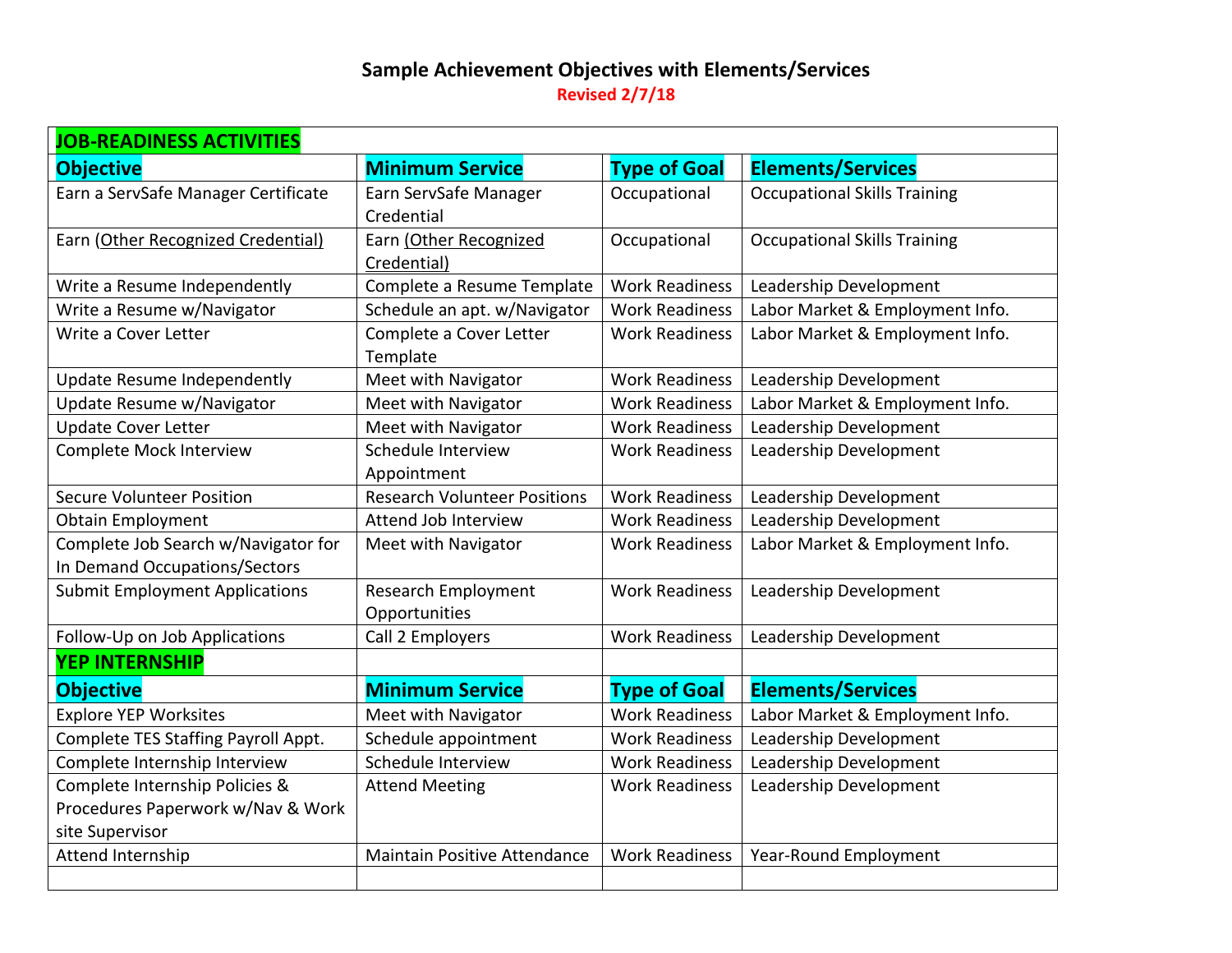# Sample Achievement Objectives with Elements/Services

**Revised 2/7/18**

| **JOB-READINESS ACTIVITIES** | | | |
|---|---|---|---|
| **Objective** | **Minimum Service** | **Type of Goal** | **Elements/Services** |
| Earn a ServSafe Manager Certificate | Earn ServSafe Manager Credential | Occupational | Occupational Skills Training |
| Earn (Other Recognized Credential) | Earn (Other Recognized Credential) | Occupational | Occupational Skills Training |
| Write a Resume Independently | Complete a Resume Template | Work Readiness | Leadership Development |
| Write a Resume w/Navigator | Schedule an apt. w/Navigator | Work Readiness | Labor Market & Employment Info. |
| Write a Cover Letter | Complete a Cover Letter Template | Work Readiness | Labor Market & Employment Info. |
| Update Resume Independently | Meet with Navigator | Work Readiness | Leadership Development |
| Update Resume w/Navigator | Meet with Navigator | Work Readiness | Labor Market & Employment Info. |
| Update Cover Letter | Meet with Navigator | Work Readiness | Leadership Development |
| Complete Mock Interview | Schedule Interview Appointment | Work Readiness | Leadership Development |
| Secure Volunteer Position | Research Volunteer Positions | Work Readiness | Leadership Development |
| Obtain Employment | Attend Job Interview | Work Readiness | Leadership Development |
| Complete Job Search w/Navigator for In Demand Occupations/Sectors | Meet with Navigator | Work Readiness | Labor Market & Employment Info. |
| Submit Employment Applications | Research Employment Opportunities | Work Readiness | Leadership Development |
| Follow-Up on Job Applications | Call 2 Employers | Work Readiness | Leadership Development |
| **YEP INTERNSHIP** | | | |
| **Objective** | **Minimum Service** | **Type of Goal** | **Elements/Services** |
| Explore YEP Worksites | Meet with Navigator | Work Readiness | Labor Market & Employment Info. |
| Complete TES Staffing Payroll Appt. | Schedule appointment | Work Readiness | Leadership Development |
| Complete Internship Interview | Schedule Interview | Work Readiness | Leadership Development |
| Complete Internship Policies & Procedures Paperwork w/Nav & Work site Supervisor | Attend Meeting | Work Readiness | Leadership Development |
| Attend Internship | Maintain Positive Attendance | Work Readiness | Year-Round Employment |
| | | | |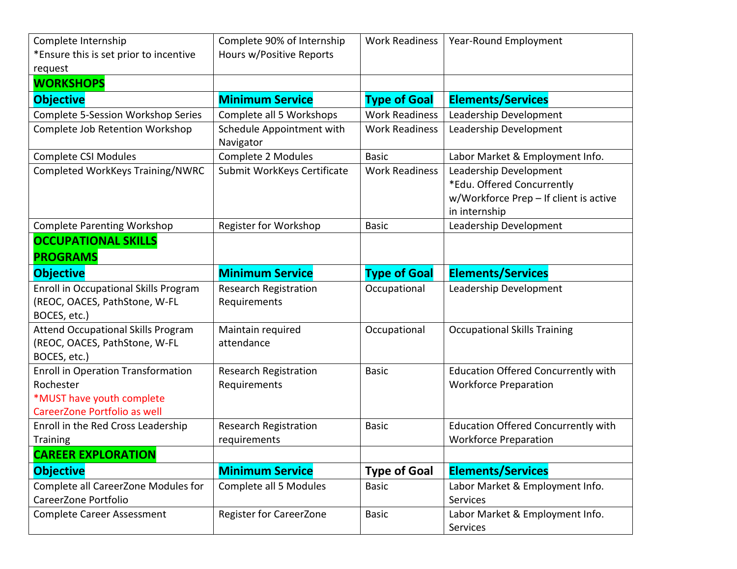| Complete Internship *Ensure this is set prior to incentive request | Complete 90% of Internship Hours w/Positive Reports | Work Readiness | Year-Round Employment |
|---|---|---|---|
| **WORKSHOPS** | | | |
| **Objective** | **Minimum Service** | **Type of Goal** | **Elements/Services** |
| Complete 5-Session Workshop Series | Complete all 5 Workshops | Work Readiness | Leadership Development |
| Complete Job Retention Workshop | Schedule Appointment with Navigator | Work Readiness | Leadership Development |
| Complete CSI Modules | Complete 2 Modules | Basic | Labor Market & Employment Info. |
| Completed WorkKeys Training/NWRC | Submit WorkKeys Certificate | Work Readiness | Leadership Development *Edu. Offered Concurrently w/Workforce Prep – If client is active in internship |
| Complete Parenting Workshop | Register for Workshop | Basic | Leadership Development |
| **OCCUPATIONAL SKILLS PROGRAMS** | | | |
| **Objective** | **Minimum Service** | **Type of Goal** | **Elements/Services** |
| Enroll in Occupational Skills Program (REOC, OACES, PathStone, W-FL BOCES, etc.) | Research Registration Requirements | Occupational | Leadership Development |
| Attend Occupational Skills Program (REOC, OACES, PathStone, W-FL BOCES, etc.) | Maintain required attendance | Occupational | Occupational Skills Training |
| Enroll in Operation Transformation Rochester *MUST have youth complete CareerZone Portfolio as well | Research Registration Requirements | Basic | Education Offered Concurrently with Workforce Preparation |
| Enroll in the Red Cross Leadership Training | Research Registration requirements | Basic | Education Offered Concurrently with Workforce Preparation |
| **CAREER EXPLORATION** | | | |
| **Objective** | **Minimum Service** | **Type of Goal** | **Elements/Services** |
| Complete all CareerZone Modules for CareerZone Portfolio | Complete all 5 Modules | Basic | Labor Market & Employment Info. Services |
| Complete Career Assessment | Register for CareerZone | Basic | Labor Market & Employment Info. Services |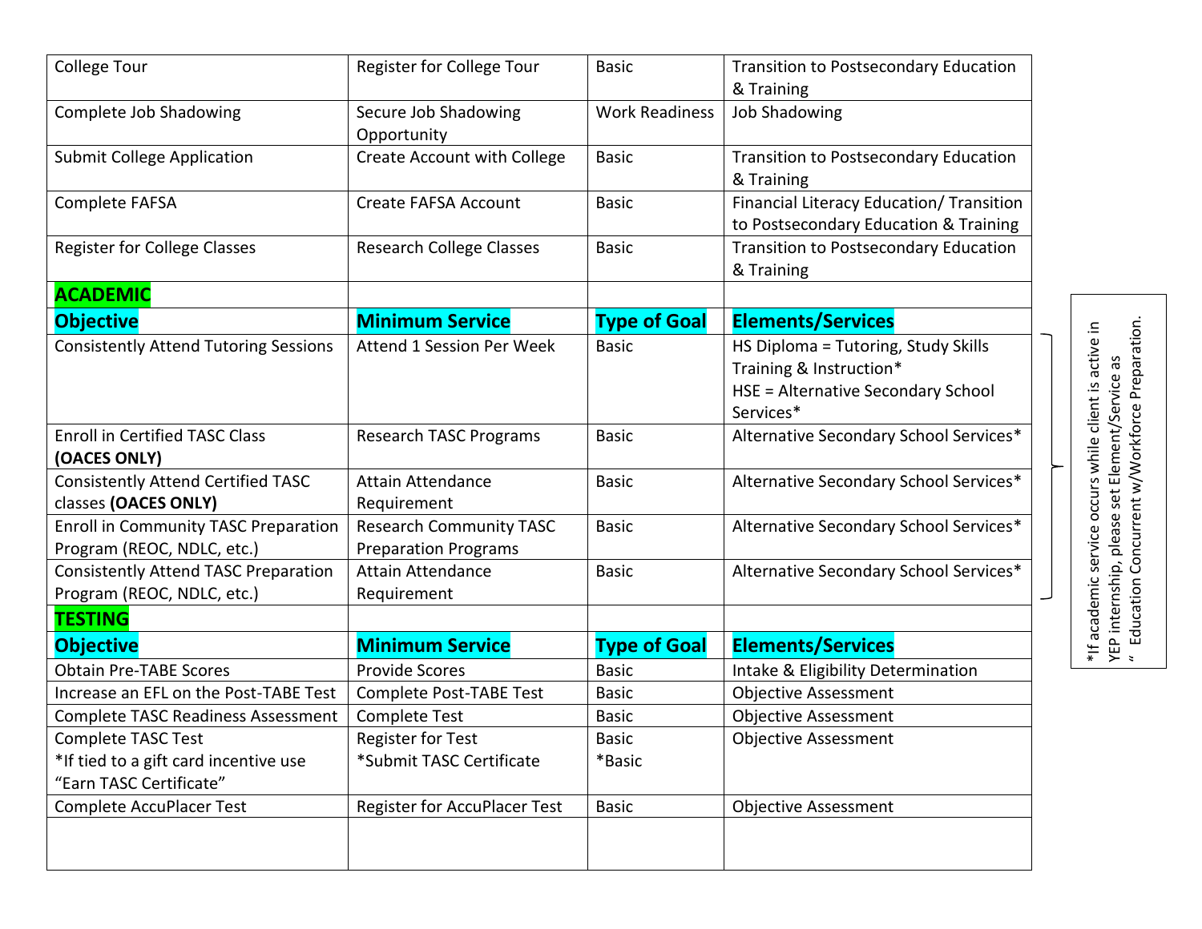| College Tour | Register for College Tour | Basic | Transition to Postsecondary Education & Training |
|---|---|---|---|
| Complete Job Shadowing | Secure Job Shadowing Opportunity | Work Readiness | Job Shadowing |
| Submit College Application | Create Account with College | Basic | Transition to Postsecondary Education & Training |
| Complete FAFSA | Create FAFSA Account | Basic | Financial Literacy Education/ Transition to Postsecondary Education & Training |
| Register for College Classes | Research College Classes | Basic | Transition to Postsecondary Education & Training |
| **ACADEMIC** | | | |
| **Objective** | **Minimum Service** | **Type of Goal** | **Elements/Services** |
| Consistently Attend Tutoring Sessions | Attend 1 Session Per Week | Basic | HS Diploma = Tutoring, Study Skills Training & Instruction*<br>HSE = Alternative Secondary School Services* |
| Enroll in Certified TASC Class **(OACES ONLY)** | Research TASC Programs | Basic | Alternative Secondary School Services* |
| Consistently Attend Certified TASC classes **(OACES ONLY)** | Attain Attendance Requirement | Basic | Alternative Secondary School Services* |
| Enroll in Community TASC Preparation Program (REOC, NDLC, etc.) | Research Community TASC Preparation Programs | Basic | Alternative Secondary School Services* |
| Consistently Attend TASC Preparation Program (REOC, NDLC, etc.) | Attain Attendance Requirement | Basic | Alternative Secondary School Services* |
| **TESTING** | | | |
| **Objective** | **Minimum Service** | **Type of Goal** | **Elements/Services** |
| Obtain Pre-TABE Scores | Provide Scores | Basic | Intake & Eligibility Determination |
| Increase an EFL on the Post-TABE Test | Complete Post-TABE Test | Basic | Objective Assessment |
| Complete TASC Readiness Assessment | Complete Test | Basic | Objective Assessment |
| Complete TASC Test<br>*If tied to a gift card incentive use "Earn TASC Certificate" | Register for Test<br>*Submit TASC Certificate | Basic<br>*Basic | Objective Assessment |
| Complete AccuPlacer Test | Register for AccuPlacer Test | Basic | Objective Assessment |
| | | | |

*If academic service occurs while client is active in YEP internship, please set Element/Service as " Education Concurrent w/Workforce Preparation.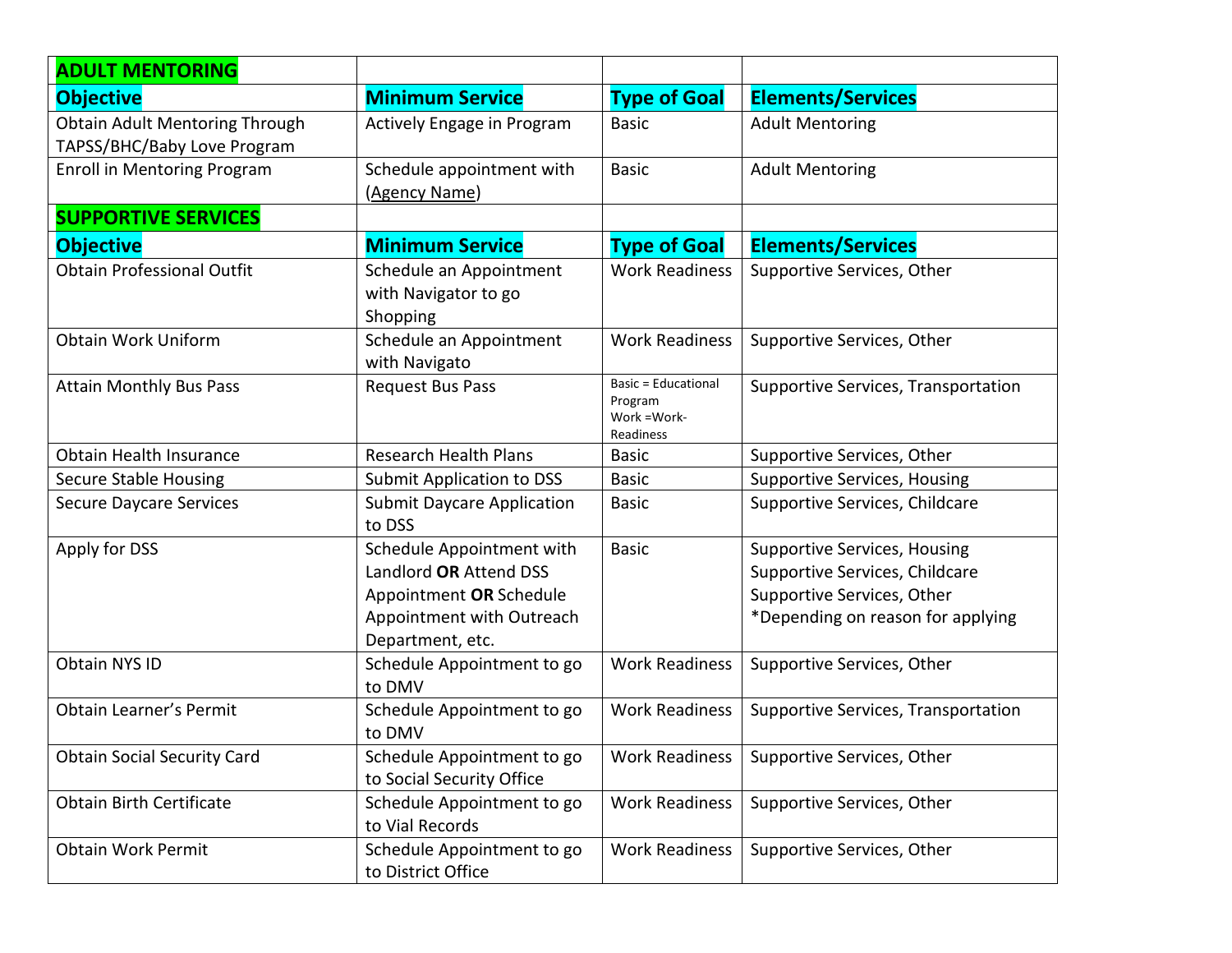| **ADULT MENTORING** | | | |
|---|---|---|---|
| **Objective** | **Minimum Service** | **Type of Goal** | **Elements/Services** |
| Obtain Adult Mentoring Through TAPSS/BHC/Baby Love Program | Actively Engage in Program | Basic | Adult Mentoring |
| Enroll in Mentoring Program | Schedule appointment with (Agency Name) | Basic | Adult Mentoring |
| **SUPPORTIVE SERVICES** | | | |
| **Objective** | **Minimum Service** | **Type of Goal** | **Elements/Services** |
| Obtain Professional Outfit | Schedule an Appointment with Navigator to go Shopping | Work Readiness | Supportive Services, Other |
| Obtain Work Uniform | Schedule an Appointment with Navigato | Work Readiness | Supportive Services, Other |
| Attain Monthly Bus Pass | Request Bus Pass | Basic = Educational Program<br>Work =Work-Readiness | Supportive Services, Transportation |
| Obtain Health Insurance | Research Health Plans | Basic | Supportive Services, Other |
| Secure Stable Housing | Submit Application to DSS | Basic | Supportive Services, Housing |
| Secure Daycare Services | Submit Daycare Application to DSS | Basic | Supportive Services, Childcare |
| Apply for DSS | Schedule Appointment with Landlord **OR** Attend DSS Appointment **OR** Schedule Appointment with Outreach Department, etc. | Basic | Supportive Services, Housing<br>Supportive Services, Childcare<br>Supportive Services, Other<br>*Depending on reason for applying |
| Obtain NYS ID | Schedule Appointment to go to DMV | Work Readiness | Supportive Services, Other |
| Obtain Learner's Permit | Schedule Appointment to go to DMV | Work Readiness | Supportive Services, Transportation |
| Obtain Social Security Card | Schedule Appointment to go to Social Security Office | Work Readiness | Supportive Services, Other |
| Obtain Birth Certificate | Schedule Appointment to go to Vial Records | Work Readiness | Supportive Services, Other |
| Obtain Work Permit | Schedule Appointment to go to District Office | Work Readiness | Supportive Services, Other |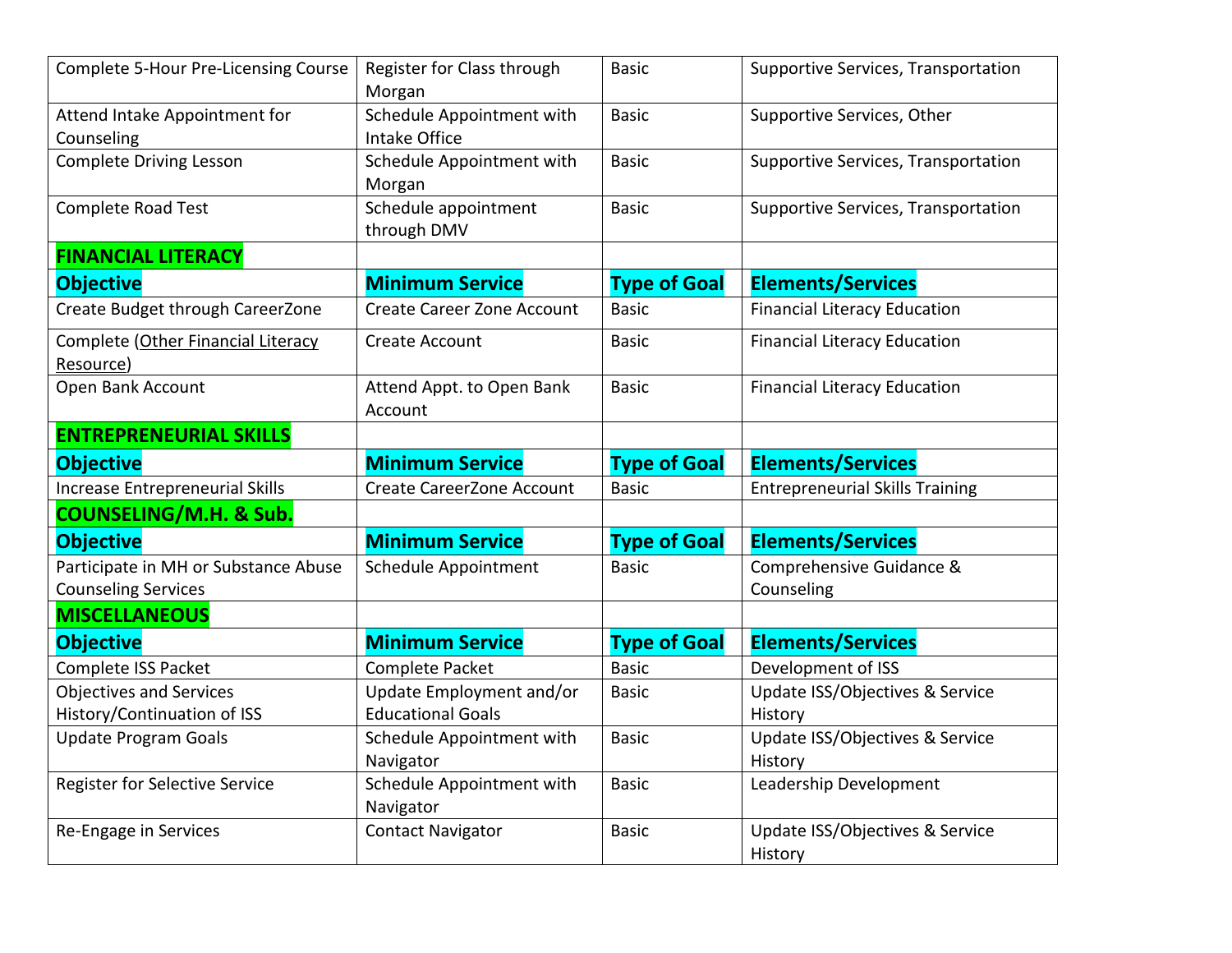| | | | |
|---|---|---|---|
| Complete 5-Hour Pre-Licensing Course | Register for Class through Morgan | Basic | Supportive Services, Transportation |
| Attend Intake Appointment for Counseling | Schedule Appointment with Intake Office | Basic | Supportive Services, Other |
| Complete Driving Lesson | Schedule Appointment with Morgan | Basic | Supportive Services, Transportation |
| Complete Road Test | Schedule appointment through DMV | Basic | Supportive Services, Transportation |
| **FINANCIAL LITERACY** | | | |
| **Objective** | **Minimum Service** | **Type of Goal** | **Elements/Services** |
| Create Budget through CareerZone | Create Career Zone Account | Basic | Financial Literacy Education |
| Complete (Other Financial Literacy Resource) | Create Account | Basic | Financial Literacy Education |
| Open Bank Account | Attend Appt. to Open Bank Account | Basic | Financial Literacy Education |
| **ENTREPRENEURIAL SKILLS** | | | |
| **Objective** | **Minimum Service** | **Type of Goal** | **Elements/Services** |
| Increase Entrepreneurial Skills | Create CareerZone Account | Basic | Entrepreneurial Skills Training |
| **COUNSELING/M.H. & Sub.** | | | |
| **Objective** | **Minimum Service** | **Type of Goal** | **Elements/Services** |
| Participate in MH or Substance Abuse Counseling Services | Schedule Appointment | Basic | Comprehensive Guidance & Counseling |
| **MISCELLANEOUS** | | | |
| **Objective** | **Minimum Service** | **Type of Goal** | **Elements/Services** |
| Complete ISS Packet | Complete Packet | Basic | Development of ISS |
| Objectives and Services History/Continuation of ISS | Update Employment and/or Educational Goals | Basic | Update ISS/Objectives & Service History |
| Update Program Goals | Schedule Appointment with Navigator | Basic | Update ISS/Objectives & Service History |
| Register for Selective Service | Schedule Appointment with Navigator | Basic | Leadership Development |
| Re-Engage in Services | Contact Navigator | Basic | Update ISS/Objectives & Service History |